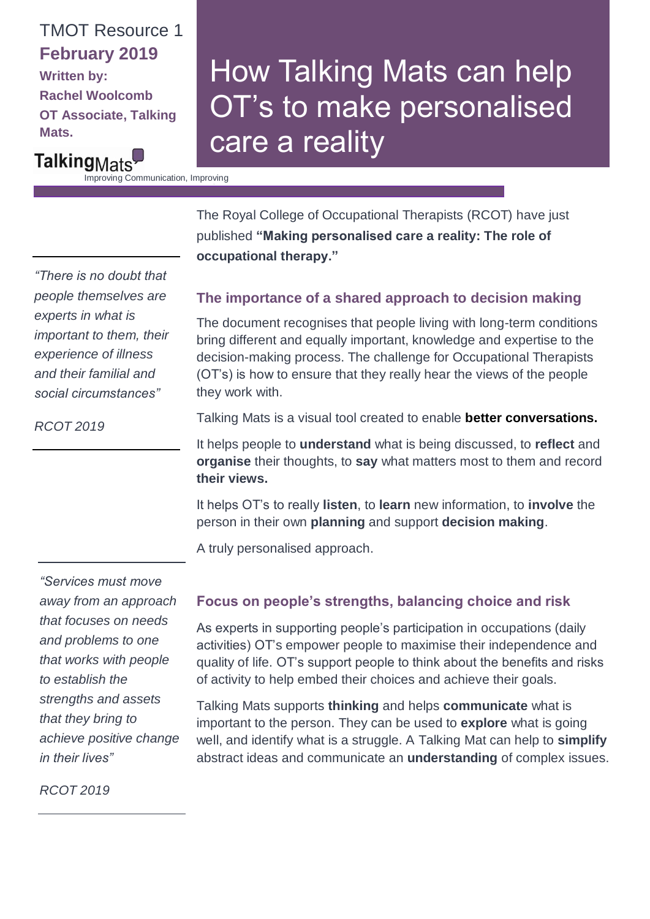TMOT Resource 1

**February 2019**

**Written by:**
**Rachel Woolcomb**
**OT Associate, Talking Mats.**

TalkingMats
Improving Communication, Improving

# How Talking Mats can help OT's to make personalised care a reality

The Royal College of Occupational Therapists (RCOT) have just published **"Making personalised care a reality: The role of occupational therapy."**

> *"There is no doubt that people themselves are experts in what is important to them, their experience of illness and their familial and social circumstances"*
>
> *RCOT 2019*

## The importance of a shared approach to decision making

The document recognises that people living with long-term conditions bring different and equally important, knowledge and expertise to the decision-making process. The challenge for Occupational Therapists (OT's) is how to ensure that they really hear the views of the people they work with.

Talking Mats is a visual tool created to enable **better conversations.**

It helps people to **understand** what is being discussed, to **reflect** and **organise** their thoughts, to **say** what matters most to them and record **their views.**

It helps OT's to really **listen**, to **learn** new information, to **involve** the person in their own **planning** and support **decision making**.

A truly personalised approach.

> *"Services must move away from an approach that focuses on needs and problems to one that works with people to establish the strengths and assets that they bring to achieve positive change in their lives"*
>
> *RCOT 2019*

## Focus on people's strengths, balancing choice and risk

As experts in supporting people's participation in occupations (daily activities) OT's empower people to maximise their independence and quality of life. OT's support people to think about the benefits and risks of activity to help embed their choices and achieve their goals.

Talking Mats supports **thinking** and helps **communicate** what is important to the person. They can be used to **explore** what is going well, and identify what is a struggle. A Talking Mat can help to **simplify** abstract ideas and communicate an **understanding** of complex issues.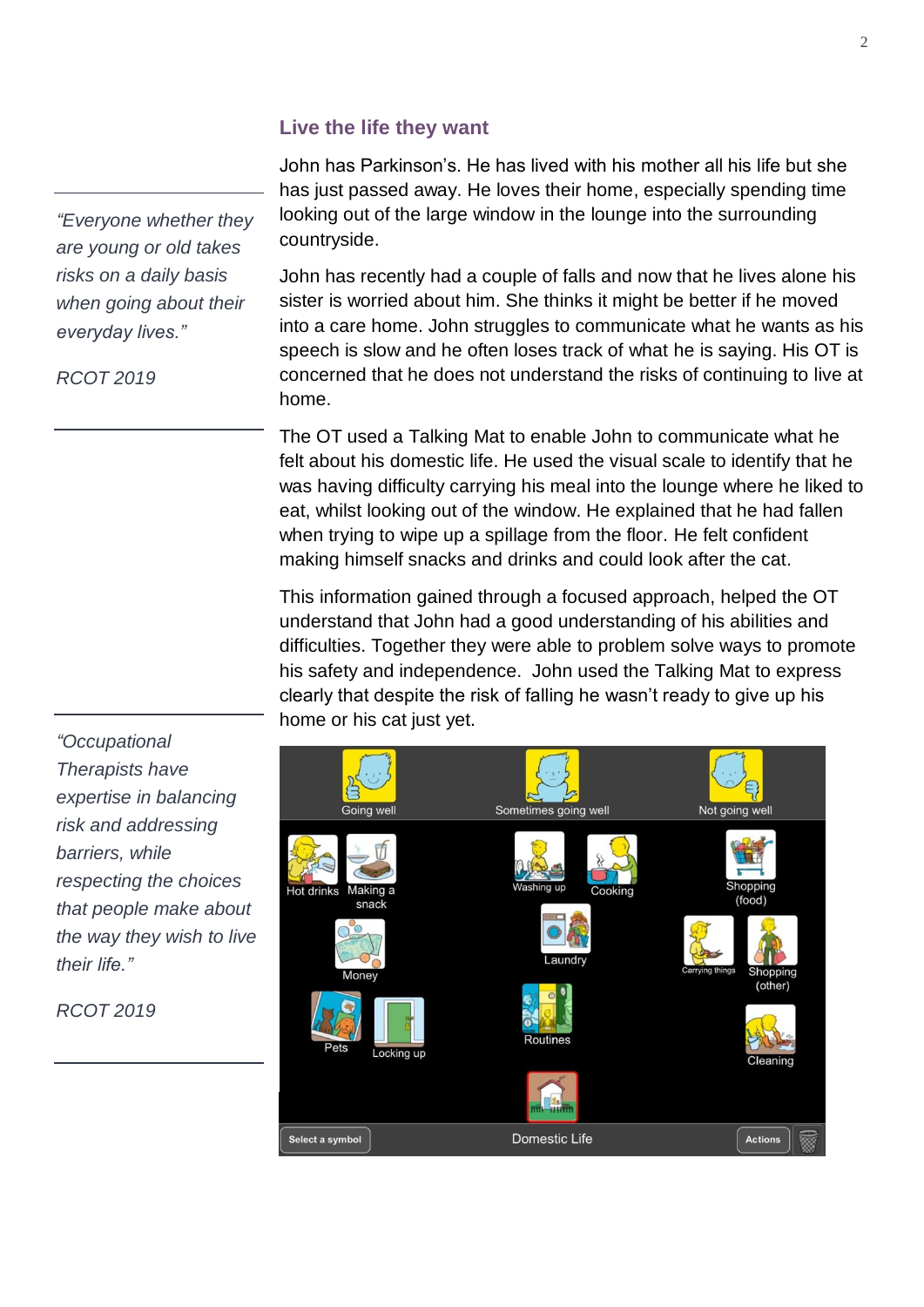## Live the life they want

> *"Everyone whether they are young or old takes risks on a daily basis when going about their everyday lives."*
>
> *RCOT 2019*

John has Parkinson's. He has lived with his mother all his life but she has just passed away. He loves their home, especially spending time looking out of the large window in the lounge into the surrounding countryside.

John has recently had a couple of falls and now that he lives alone his sister is worried about him. She thinks it might be better if he moved into a care home. John struggles to communicate what he wants as his speech is slow and he often loses track of what he is saying. His OT is concerned that he does not understand the risks of continuing to live at home.

The OT used a Talking Mat to enable John to communicate what he felt about his domestic life. He used the visual scale to identify that he was having difficulty carrying his meal into the lounge where he liked to eat, whilst looking out of the window. He explained that he had fallen when trying to wipe up a spillage from the floor. He felt confident making himself snacks and drinks and could look after the cat.

This information gained through a focused approach, helped the OT understand that John had a good understanding of his abilities and difficulties. Together they were able to problem solve ways to promote his safety and independence. John used the Talking Mat to express clearly that despite the risk of falling he wasn't ready to give up his home or his cat just yet.

> *"Occupational Therapists have expertise in balancing risk and addressing barriers, while respecting the choices that people make about the way they wish to live their life."*
>
> *RCOT 2019*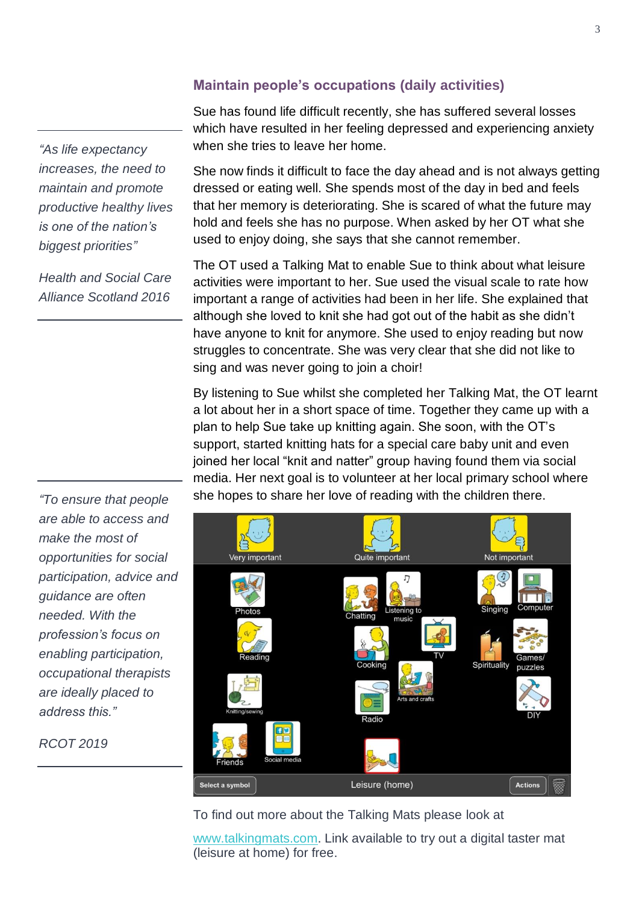## Maintain people's occupations (daily activities)

Sue has found life difficult recently, she has suffered several losses which have resulted in her feeling depressed and experiencing anxiety when she tries to leave her home.

She now finds it difficult to face the day ahead and is not always getting dressed or eating well. She spends most of the day in bed and feels that her memory is deteriorating. She is scared of what the future may hold and feels she has no purpose. When asked by her OT what she used to enjoy doing, she says that she cannot remember.

The OT used a Talking Mat to enable Sue to think about what leisure activities were important to her. Sue used the visual scale to rate how important a range of activities had been in her life. She explained that although she loved to knit she had got out of the habit as she didn't have anyone to knit for anymore. She used to enjoy reading but now struggles to concentrate. She was very clear that she did not like to sing and was never going to join a choir!

By listening to Sue whilst she completed her Talking Mat, the OT learnt a lot about her in a short space of time. Together they came up with a plan to help Sue take up knitting again. She soon, with the OT's support, started knitting hats for a special care baby unit and even joined her local "knit and natter" group having found them via social media. Her next goal is to volunteer at her local primary school where she hopes to share her love of reading with the children there.

Very important
Quite important
Not important
Photos
Reading
Knitting/sewing
Friends
Social media
Chatting
Listening to music
Cooking
TV
Arts and crafts
Radio
Singing
Computer
Spirituality
Games/ puzzles
DIY
Select a symbol
Leisure (home)
Actions

To find out more about the Talking Mats please look at

www.talkingmats.com. Link available to try out a digital taster mat (leisure at home) for free.

---

*"As life expectancy increases, the need to maintain and promote productive healthy lives is one of the nation's biggest priorities"*

*Health and Social Care Alliance Scotland 2016*

---

*"To ensure that people are able to access and make the most of opportunities for social participation, advice and guidance are often needed. With the profession's focus on enabling participation, occupational therapists are ideally placed to address this."*

*RCOT 2019*